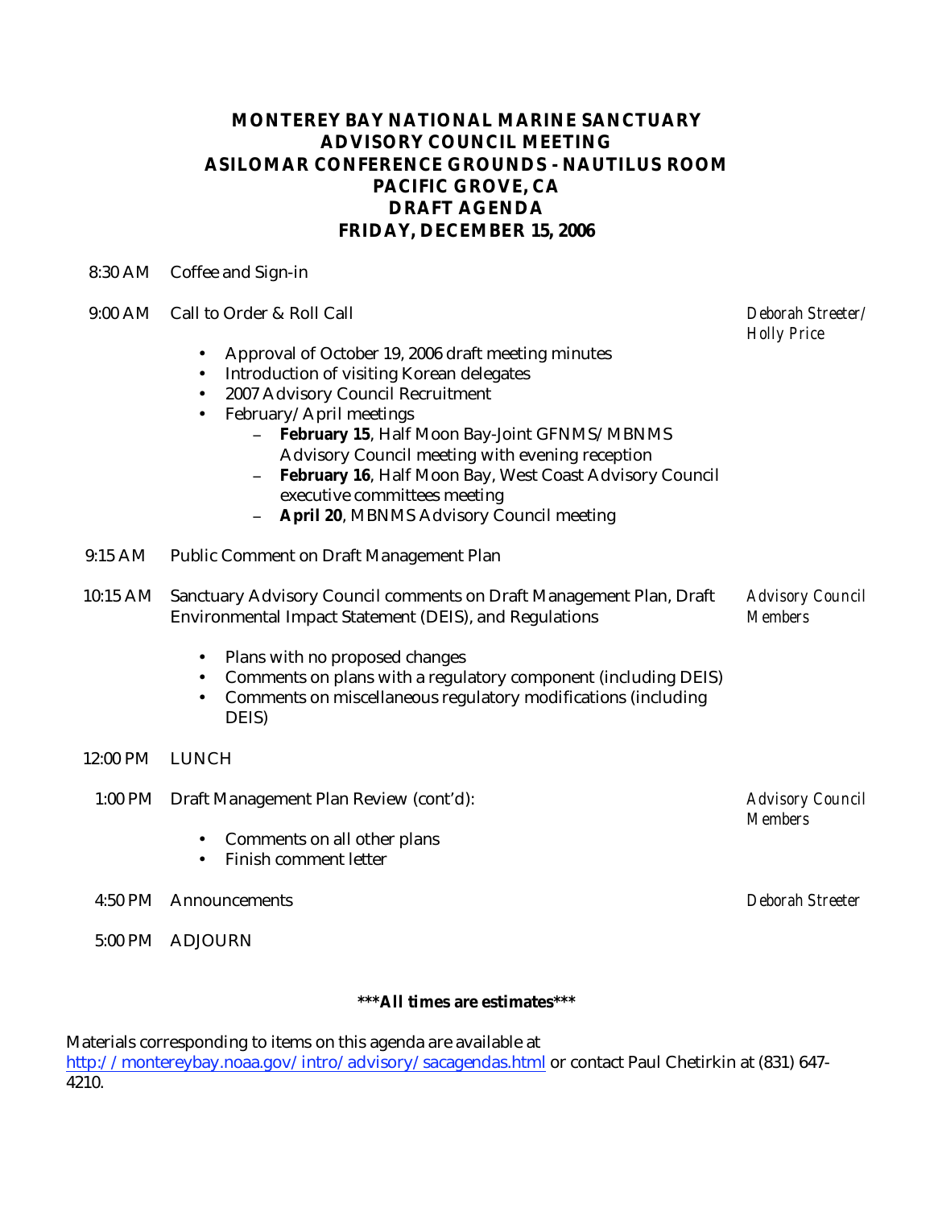# MONTEREY BAY NATIONAL MARINE SANCTUARY
# ADVISORY COUNCIL MEETING
# ASILOMAR CONFERENCE GROUNDS - NAUTILUS ROOM
# PACIFIC GROVE, CA
# DRAFT AGENDA
# FRIDAY, DECEMBER 15, 2006

8:30 AM Coffee and Sign-in

9:00 AM Call to Order & Roll Call — *Deborah Streeter/ Holly Price*

- Approval of October 19, 2006 draft meeting minutes
- Introduction of visiting Korean delegates
- 2007 Advisory Council Recruitment
- February/April meetings
  - **February 15**, Half Moon Bay-Joint GFNMS/MBNMS Advisory Council meeting with evening reception
  - **February 16**, Half Moon Bay, West Coast Advisory Council executive committees meeting
  - **April 20**, MBNMS Advisory Council meeting

9:15 AM Public Comment on Draft Management Plan

10:15 AM Sanctuary Advisory Council comments on Draft Management Plan, Draft Environmental Impact Statement (DEIS), and Regulations — *Advisory Council Members*

- Plans with no proposed changes
- Comments on plans with a regulatory component (including DEIS)
- Comments on miscellaneous regulatory modifications (including DEIS)

12:00 PM LUNCH

1:00 PM Draft Management Plan Review (cont'd): — *Advisory Council Members*

- Comments on all other plans
- Finish comment letter

4:50 PM Announcements — *Deborah Streeter*

5:00 PM ADJOURN

**\*\*\*All times are estimates\*\*\***

Materials corresponding to items on this agenda are available at http://montereybay.noaa.gov/intro/advisory/sacagendas.html or contact Paul Chetirkin at (831) 647-4210.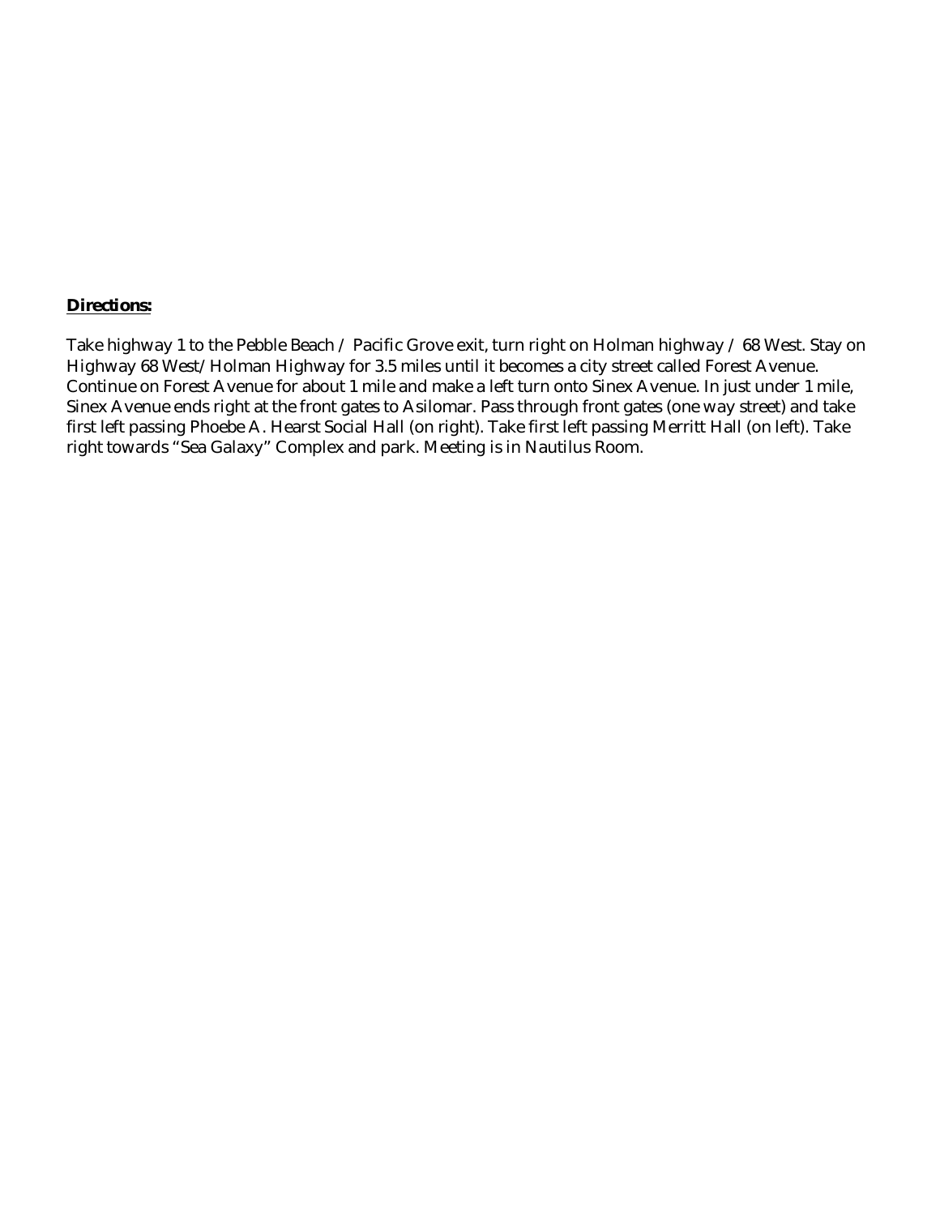**<u>Directions:</u>**

Take highway 1 to the Pebble Beach / Pacific Grove exit, turn right on Holman highway / 68 West. Stay on Highway 68 West/Holman Highway for 3.5 miles until it becomes a city street called Forest Avenue. Continue on Forest Avenue for about 1 mile and make a left turn onto Sinex Avenue. In just under 1 mile, Sinex Avenue ends right at the front gates to Asilomar. Pass through front gates (one way street) and take first left passing Phoebe A. Hearst Social Hall (on right). Take first left passing Merritt Hall (on left). Take right towards "Sea Galaxy" Complex and park. Meeting is in Nautilus Room.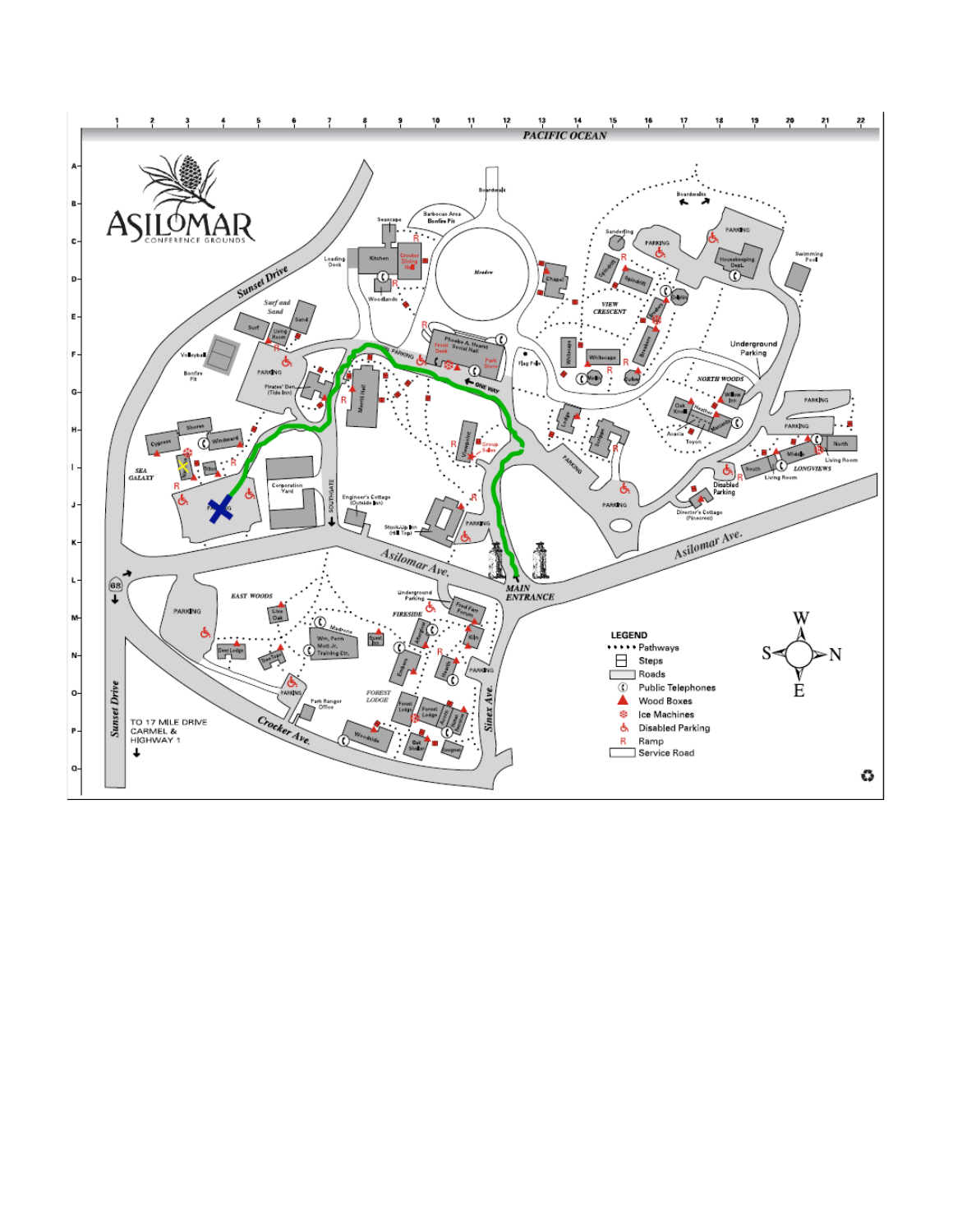PACIFIC OCEAN

1 2 3 4 5 6 7 8 9 10 11 12 13 14 15 16 17 18 19 20 21 22

A B C D E F G H I J K L M N O P Q

ASILOMAR
CONFERENCE GROUNDS

Sunset Drive
Boardwalk
Barbecue Area
Bonfire Pit
Seascape
Kitchen
Crocker Dining Hall
Loading Dock
Meadow
Woodlands
Surf and Sand
Surf
Sand
Living Room
Volleyball
Bonfire Pit
PARKING
Pirates' Den (Tide Inn)
Merrill Hall
Phoebe A. Hearst Social Hall
Front Desk
Park Store
ONE WAY
Flag Pole
Chapel
Sanderling
Spindrift
VIEW CRESCENT
Whitecaps
Whitecaps
Manor
Surfside
Breakers
Lodge
Scripps
Director's Cottage (Pinecrest)
Boardwalks
Swimming Pool
Housekeeping Dept.
Underground Parking
NORTH WOODS
Willow Inn
Oak Knoll
Heather
Manzanita
Acacia
Toyon
Disabled Parking
South
Middle
North
Living Room
LONGVIEWS
Living Room
Cypress
Shores
Windward
SEA GALAXY
Tides
Corporation Yard
SOUTHGATE
Engineer's Cottage (Outside Inn)
Stuck-Up Inn (Hill Top)
Viewpoint
Group Sales
Asilomar Ave.
MAIN ENTRANCE
68
EAST WOODS
Live Oak
Madrone
Wm. Penn Mott Jr. Training Ctr.
Guest Inn
Deer Lodge
Tree Tops
Park Ranger Office
Underground Parking
Fred Farr Forum
FIRESIDE
Afterglow
Kiln
Embers
Hearth
FOREST LODGE
Forest Lodge
Forest Lodge
Arroyo
Dunes
Oak Shelter
Longview
Woodside
Sinex Ave.
Crocker Ave.
Sunset Drive
TO 17 MILE DRIVE CARMEL & HIGHWAY 1

LEGEND
Pathways
Steps
Roads
Public Telephones
Wood Boxes
Ice Machines
Disabled Parking
R Ramp
Service Road

W
S N
E